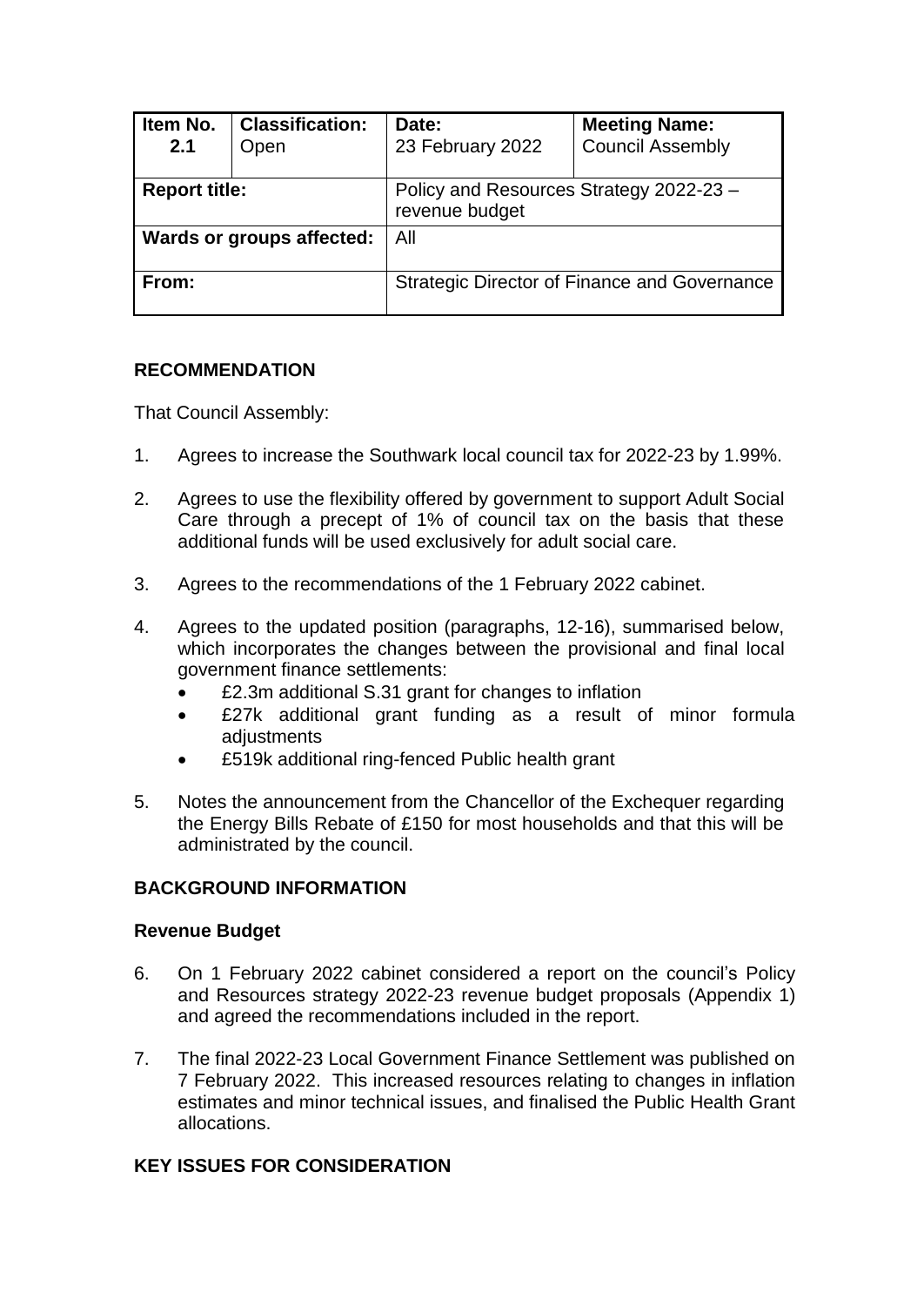| Item No. 2.1 | Classification: Open | Date: 23 February 2022 | Meeting Name: Council Assembly |
|---|---|---|---|
| **Report title:** | | Policy and Resources Strategy 2022-23 – revenue budget | |
| **Wards or groups affected:** | | All | |
| **From:** | | Strategic Director of Finance and Governance | |

## RECOMMENDATION

That Council Assembly:

1. Agrees to increase the Southwark local council tax for 2022-23 by 1.99%.

2. Agrees to use the flexibility offered by government to support Adult Social Care through a precept of 1% of council tax on the basis that these additional funds will be used exclusively for adult social care.

3. Agrees to the recommendations of the 1 February 2022 cabinet.

4. Agrees to the updated position (paragraphs, 12-16), summarised below, which incorporates the changes between the provisional and final local government finance settlements:
   - £2.3m additional S.31 grant for changes to inflation
   - £27k additional grant funding as a result of minor formula adjustments
   - £519k additional ring-fenced Public health grant

5. Notes the announcement from the Chancellor of the Exchequer regarding the Energy Bills Rebate of £150 for most households and that this will be administrated by the council.

## BACKGROUND INFORMATION

### Revenue Budget

6. On 1 February 2022 cabinet considered a report on the council's Policy and Resources strategy 2022-23 revenue budget proposals (Appendix 1) and agreed the recommendations included in the report.

7. The final 2022-23 Local Government Finance Settlement was published on 7 February 2022. This increased resources relating to changes in inflation estimates and minor technical issues, and finalised the Public Health Grant allocations.

## KEY ISSUES FOR CONSIDERATION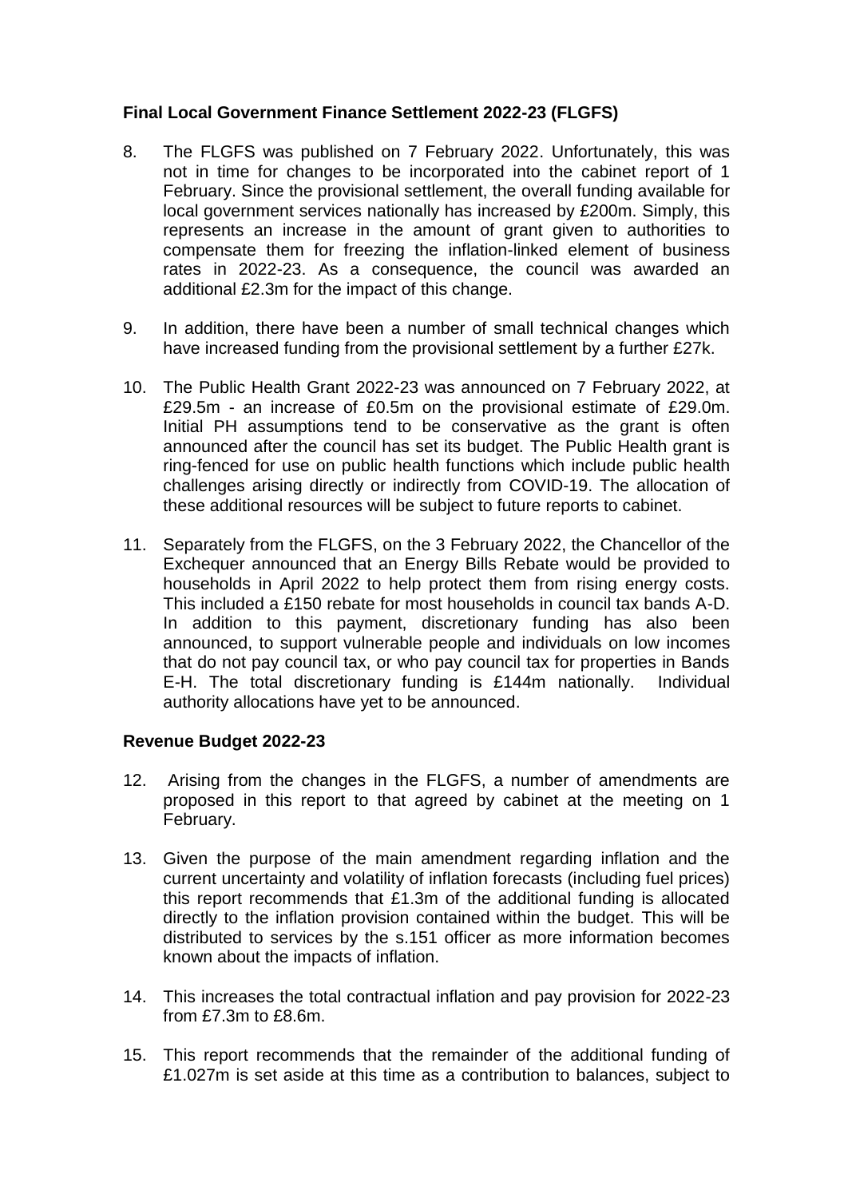**Final Local Government Finance Settlement 2022-23 (FLGFS)**

8. The FLGFS was published on 7 February 2022. Unfortunately, this was not in time for changes to be incorporated into the cabinet report of 1 February. Since the provisional settlement, the overall funding available for local government services nationally has increased by £200m. Simply, this represents an increase in the amount of grant given to authorities to compensate them for freezing the inflation-linked element of business rates in 2022-23. As a consequence, the council was awarded an additional £2.3m for the impact of this change.

9. In addition, there have been a number of small technical changes which have increased funding from the provisional settlement by a further £27k.

10. The Public Health Grant 2022-23 was announced on 7 February 2022, at £29.5m - an increase of £0.5m on the provisional estimate of £29.0m. Initial PH assumptions tend to be conservative as the grant is often announced after the council has set its budget. The Public Health grant is ring-fenced for use on public health functions which include public health challenges arising directly or indirectly from COVID-19. The allocation of these additional resources will be subject to future reports to cabinet.

11. Separately from the FLGFS, on the 3 February 2022, the Chancellor of the Exchequer announced that an Energy Bills Rebate would be provided to households in April 2022 to help protect them from rising energy costs. This included a £150 rebate for most households in council tax bands A-D. In addition to this payment, discretionary funding has also been announced, to support vulnerable people and individuals on low incomes that do not pay council tax, or who pay council tax for properties in Bands E-H. The total discretionary funding is £144m nationally. Individual authority allocations have yet to be announced.

**Revenue Budget 2022-23**

12. Arising from the changes in the FLGFS, a number of amendments are proposed in this report to that agreed by cabinet at the meeting on 1 February.

13. Given the purpose of the main amendment regarding inflation and the current uncertainty and volatility of inflation forecasts (including fuel prices) this report recommends that £1.3m of the additional funding is allocated directly to the inflation provision contained within the budget. This will be distributed to services by the s.151 officer as more information becomes known about the impacts of inflation.

14. This increases the total contractual inflation and pay provision for 2022-23 from £7.3m to £8.6m.

15. This report recommends that the remainder of the additional funding of £1.027m is set aside at this time as a contribution to balances, subject to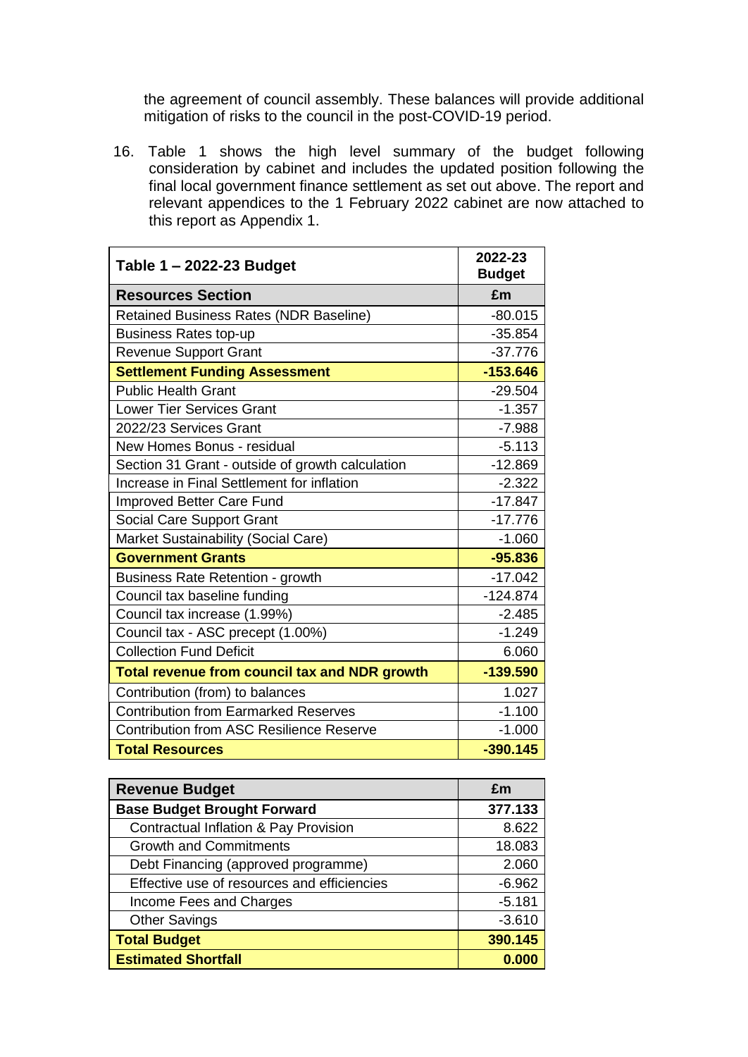the agreement of council assembly. These balances will provide additional mitigation of risks to the council in the post-COVID-19 period.

16. Table 1 shows the high level summary of the budget following consideration by cabinet and includes the updated position following the final local government finance settlement as set out above. The report and relevant appendices to the 1 February 2022 cabinet are now attached to this report as Appendix 1.

| Table 1 – 2022-23 Budget | 2022-23 Budget |
|---|---|
| **Resources Section** | **£m** |
| Retained Business Rates (NDR Baseline) | -80.015 |
| Business Rates top-up | -35.854 |
| Revenue Support Grant | -37.776 |
| **Settlement Funding Assessment** | **-153.646** |
| Public Health Grant | -29.504 |
| Lower Tier Services Grant | -1.357 |
| 2022/23 Services Grant | -7.988 |
| New Homes Bonus - residual | -5.113 |
| Section 31 Grant - outside of growth calculation | -12.869 |
| Increase in Final Settlement for inflation | -2.322 |
| Improved Better Care Fund | -17.847 |
| Social Care Support Grant | -17.776 |
| Market Sustainability (Social Care) | -1.060 |
| **Government Grants** | **-95.836** |
| Business Rate Retention - growth | -17.042 |
| Council tax baseline funding | -124.874 |
| Council tax increase (1.99%) | -2.485 |
| Council tax - ASC precept (1.00%) | -1.249 |
| Collection Fund Deficit | 6.060 |
| **Total revenue from council tax and NDR growth** | **-139.590** |
| Contribution (from) to balances | 1.027 |
| Contribution from Earmarked Reserves | -1.100 |
| Contribution from ASC Resilience Reserve | -1.000 |
| **Total Resources** | **-390.145** |

| Revenue Budget | £m |
|---|---|
| **Base Budget Brought Forward** | **377.133** |
| Contractual Inflation & Pay Provision | 8.622 |
| Growth and Commitments | 18.083 |
| Debt Financing (approved programme) | 2.060 |
| Effective use of resources and efficiencies | -6.962 |
| Income Fees and Charges | -5.181 |
| Other Savings | -3.610 |
| **Total Budget** | **390.145** |
| **Estimated Shortfall** | **0.000** |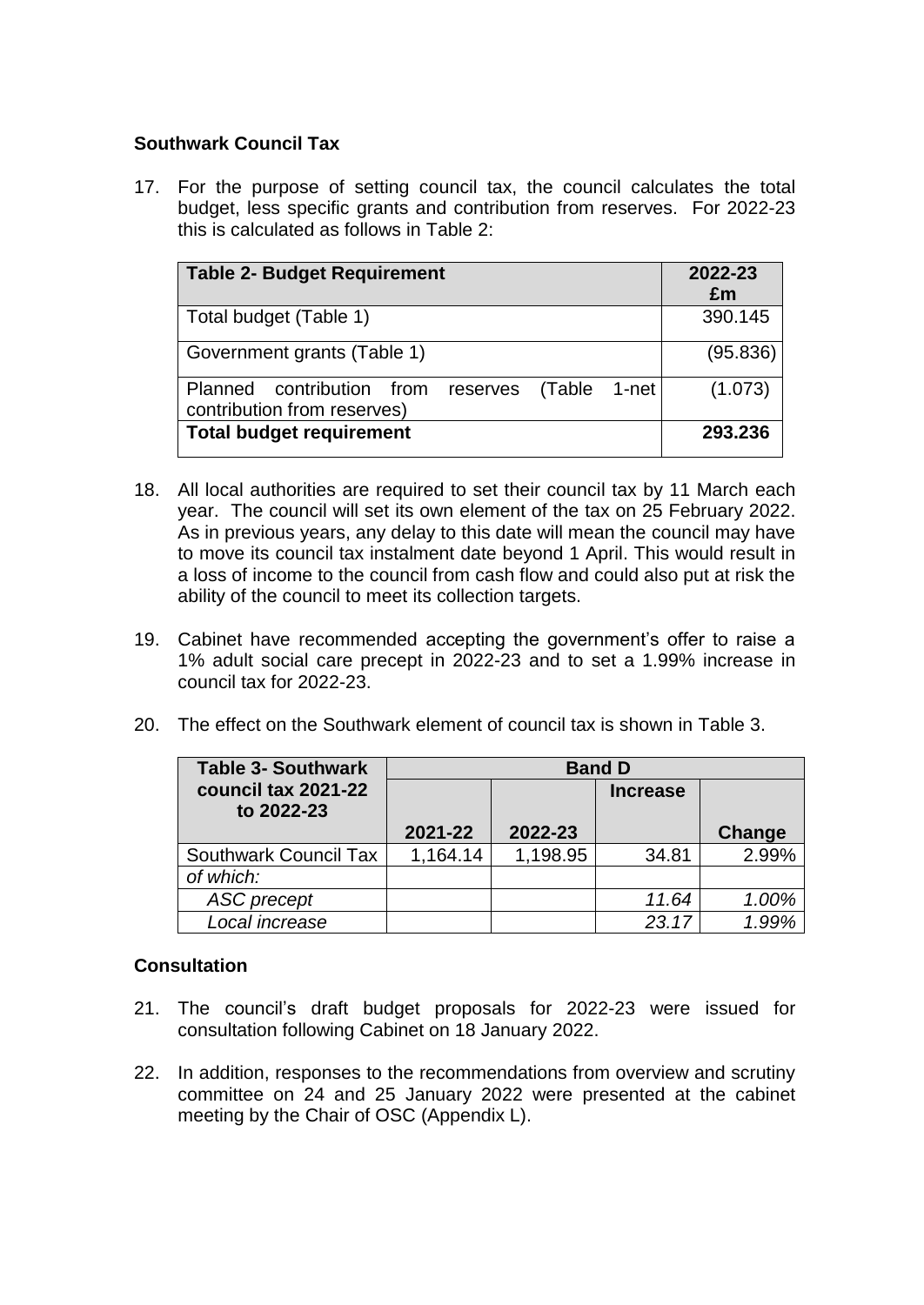## Southwark Council Tax

17. For the purpose of setting council tax, the council calculates the total budget, less specific grants and contribution from reserves. For 2022-23 this is calculated as follows in Table 2:

| Table 2- Budget Requirement | 2022-23 £m |
|---|---|
| Total budget (Table 1) | 390.145 |
| Government grants (Table 1) | (95.836) |
| Planned contribution from reserves (Table 1-net contribution from reserves) | (1.073) |
| **Total budget requirement** | **293.236** |

18. All local authorities are required to set their council tax by 11 March each year. The council will set its own element of the tax on 25 February 2022. As in previous years, any delay to this date will mean the council may have to move its council tax instalment date beyond 1 April. This would result in a loss of income to the council from cash flow and could also put at risk the ability of the council to meet its collection targets.

19. Cabinet have recommended accepting the government's offer to raise a 1% adult social care precept in 2022-23 and to set a 1.99% increase in council tax for 2022-23.

20. The effect on the Southwark element of council tax is shown in Table 3.

| Table 3- Southwark council tax 2021-22 to 2022-23 | Band D | | | |
|---|---|---|---|---|
| | 2021-22 | 2022-23 | Increase | Change |
| Southwark Council Tax | 1,164.14 | 1,198.95 | 34.81 | 2.99% |
| *of which:* | | | | |
| *ASC precept* | | | *11.64* | *1.00%* |
| *Local increase* | | | *23.17* | *1.99%* |

## Consultation

21. The council's draft budget proposals for 2022-23 were issued for consultation following Cabinet on 18 January 2022.

22. In addition, responses to the recommendations from overview and scrutiny committee on 24 and 25 January 2022 were presented at the cabinet meeting by the Chair of OSC (Appendix L).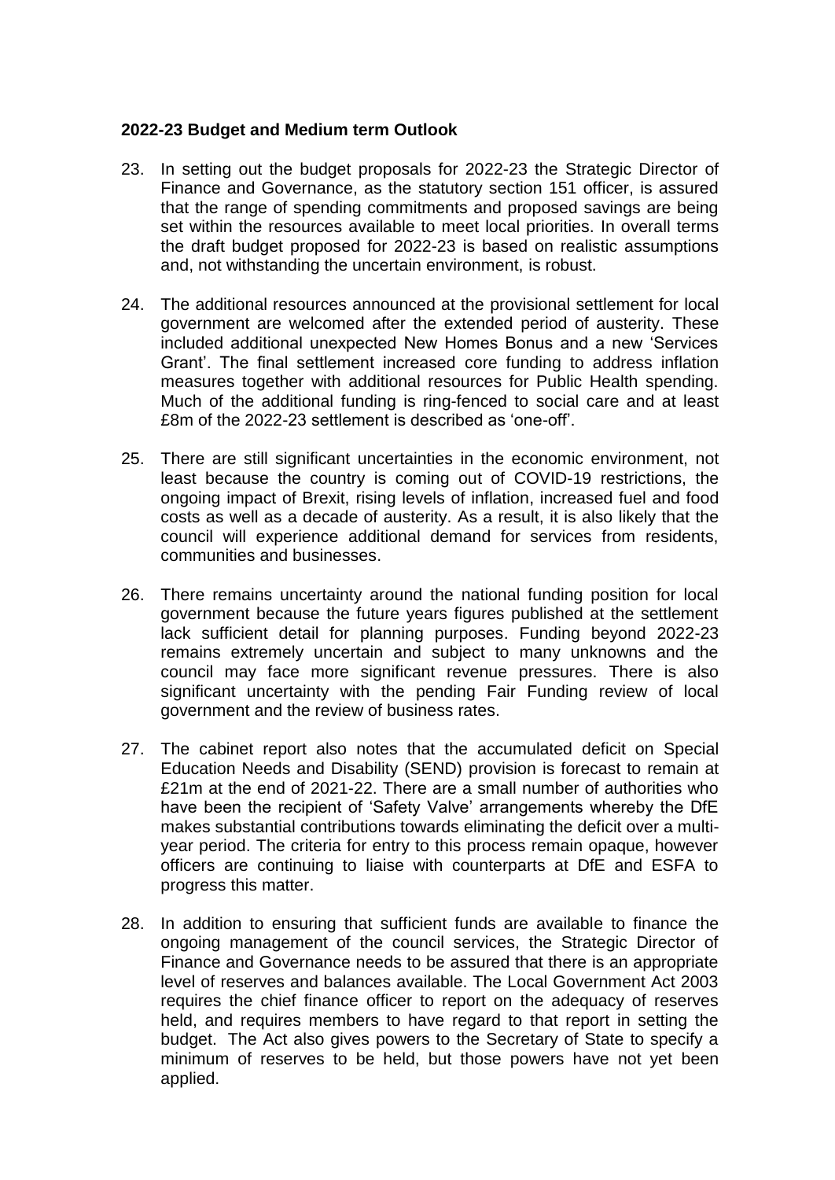**2022-23 Budget and Medium term Outlook**

23. In setting out the budget proposals for 2022-23 the Strategic Director of Finance and Governance, as the statutory section 151 officer, is assured that the range of spending commitments and proposed savings are being set within the resources available to meet local priorities. In overall terms the draft budget proposed for 2022-23 is based on realistic assumptions and, not withstanding the uncertain environment, is robust.

24. The additional resources announced at the provisional settlement for local government are welcomed after the extended period of austerity. These included additional unexpected New Homes Bonus and a new 'Services Grant'. The final settlement increased core funding to address inflation measures together with additional resources for Public Health spending. Much of the additional funding is ring-fenced to social care and at least £8m of the 2022-23 settlement is described as 'one-off'.

25. There are still significant uncertainties in the economic environment, not least because the country is coming out of COVID-19 restrictions, the ongoing impact of Brexit, rising levels of inflation, increased fuel and food costs as well as a decade of austerity. As a result, it is also likely that the council will experience additional demand for services from residents, communities and businesses.

26. There remains uncertainty around the national funding position for local government because the future years figures published at the settlement lack sufficient detail for planning purposes. Funding beyond 2022-23 remains extremely uncertain and subject to many unknowns and the council may face more significant revenue pressures. There is also significant uncertainty with the pending Fair Funding review of local government and the review of business rates.

27. The cabinet report also notes that the accumulated deficit on Special Education Needs and Disability (SEND) provision is forecast to remain at £21m at the end of 2021-22. There are a small number of authorities who have been the recipient of 'Safety Valve' arrangements whereby the DfE makes substantial contributions towards eliminating the deficit over a multi-year period. The criteria for entry to this process remain opaque, however officers are continuing to liaise with counterparts at DfE and ESFA to progress this matter.

28. In addition to ensuring that sufficient funds are available to finance the ongoing management of the council services, the Strategic Director of Finance and Governance needs to be assured that there is an appropriate level of reserves and balances available. The Local Government Act 2003 requires the chief finance officer to report on the adequacy of reserves held, and requires members to have regard to that report in setting the budget. The Act also gives powers to the Secretary of State to specify a minimum of reserves to be held, but those powers have not yet been applied.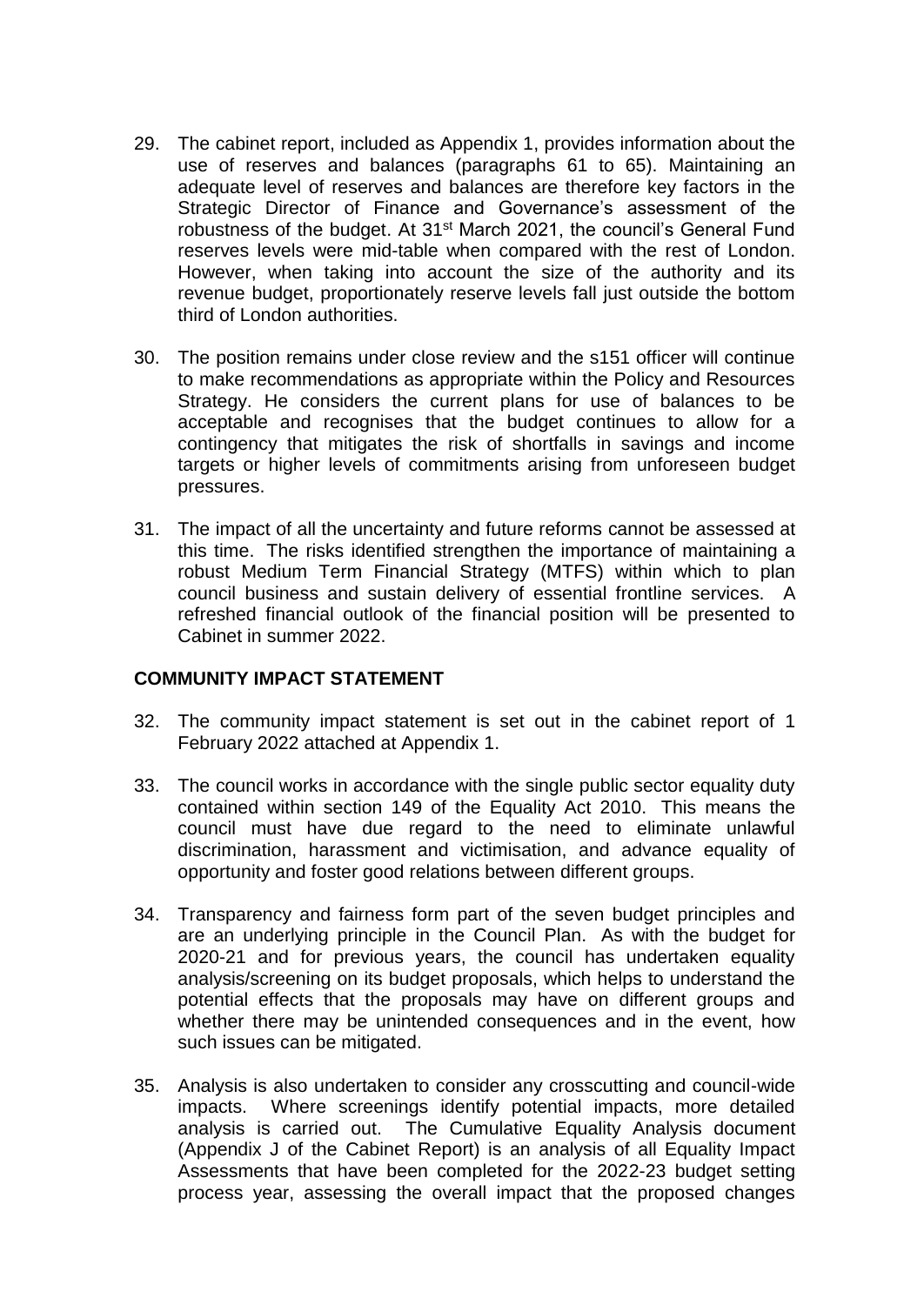29. The cabinet report, included as Appendix 1, provides information about the use of reserves and balances (paragraphs 61 to 65). Maintaining an adequate level of reserves and balances are therefore key factors in the Strategic Director of Finance and Governance's assessment of the robustness of the budget. At 31st March 2021, the council's General Fund reserves levels were mid-table when compared with the rest of London. However, when taking into account the size of the authority and its revenue budget, proportionately reserve levels fall just outside the bottom third of London authorities.

30. The position remains under close review and the s151 officer will continue to make recommendations as appropriate within the Policy and Resources Strategy. He considers the current plans for use of balances to be acceptable and recognises that the budget continues to allow for a contingency that mitigates the risk of shortfalls in savings and income targets or higher levels of commitments arising from unforeseen budget pressures.

31. The impact of all the uncertainty and future reforms cannot be assessed at this time. The risks identified strengthen the importance of maintaining a robust Medium Term Financial Strategy (MTFS) within which to plan council business and sustain delivery of essential frontline services. A refreshed financial outlook of the financial position will be presented to Cabinet in summer 2022.

## COMMUNITY IMPACT STATEMENT

32. The community impact statement is set out in the cabinet report of 1 February 2022 attached at Appendix 1.

33. The council works in accordance with the single public sector equality duty contained within section 149 of the Equality Act 2010. This means the council must have due regard to the need to eliminate unlawful discrimination, harassment and victimisation, and advance equality of opportunity and foster good relations between different groups.

34. Transparency and fairness form part of the seven budget principles and are an underlying principle in the Council Plan. As with the budget for 2020-21 and for previous years, the council has undertaken equality analysis/screening on its budget proposals, which helps to understand the potential effects that the proposals may have on different groups and whether there may be unintended consequences and in the event, how such issues can be mitigated.

35. Analysis is also undertaken to consider any crosscutting and council-wide impacts. Where screenings identify potential impacts, more detailed analysis is carried out. The Cumulative Equality Analysis document (Appendix J of the Cabinet Report) is an analysis of all Equality Impact Assessments that have been completed for the 2022-23 budget setting process year, assessing the overall impact that the proposed changes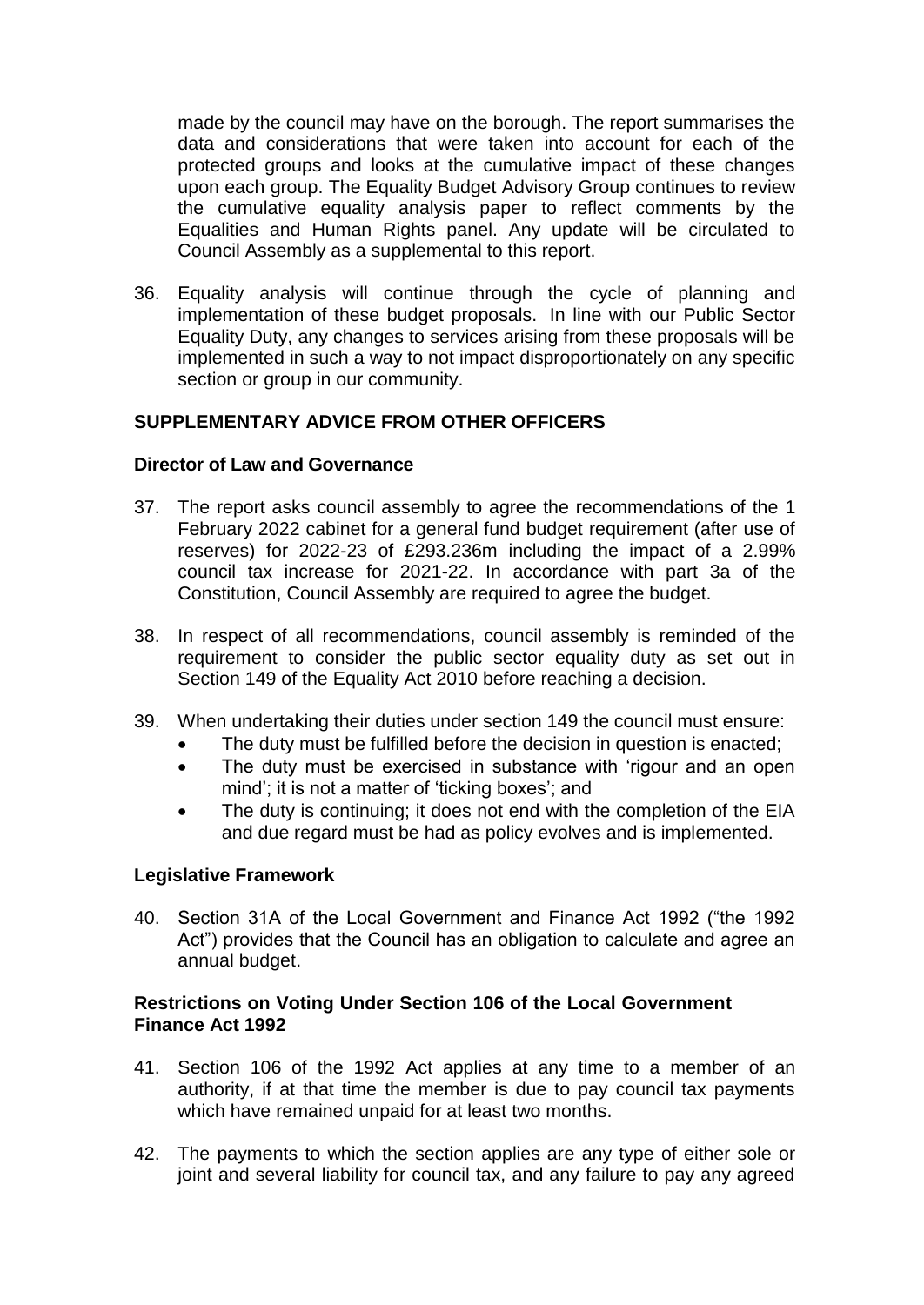made by the council may have on the borough. The report summarises the data and considerations that were taken into account for each of the protected groups and looks at the cumulative impact of these changes upon each group. The Equality Budget Advisory Group continues to review the cumulative equality analysis paper to reflect comments by the Equalities and Human Rights panel. Any update will be circulated to Council Assembly as a supplemental to this report.

36. Equality analysis will continue through the cycle of planning and implementation of these budget proposals. In line with our Public Sector Equality Duty, any changes to services arising from these proposals will be implemented in such a way to not impact disproportionately on any specific section or group in our community.

## SUPPLEMENTARY ADVICE FROM OTHER OFFICERS

### Director of Law and Governance

37. The report asks council assembly to agree the recommendations of the 1 February 2022 cabinet for a general fund budget requirement (after use of reserves) for 2022-23 of £293.236m including the impact of a 2.99% council tax increase for 2021-22. In accordance with part 3a of the Constitution, Council Assembly are required to agree the budget.

38. In respect of all recommendations, council assembly is reminded of the requirement to consider the public sector equality duty as set out in Section 149 of the Equality Act 2010 before reaching a decision.

39. When undertaking their duties under section 149 the council must ensure:
    - The duty must be fulfilled before the decision in question is enacted;
    - The duty must be exercised in substance with 'rigour and an open mind'; it is not a matter of 'ticking boxes'; and
    - The duty is continuing; it does not end with the completion of the EIA and due regard must be had as policy evolves and is implemented.

### Legislative Framework

40. Section 31A of the Local Government and Finance Act 1992 ("the 1992 Act") provides that the Council has an obligation to calculate and agree an annual budget.

### Restrictions on Voting Under Section 106 of the Local Government Finance Act 1992

41. Section 106 of the 1992 Act applies at any time to a member of an authority, if at that time the member is due to pay council tax payments which have remained unpaid for at least two months.

42. The payments to which the section applies are any type of either sole or joint and several liability for council tax, and any failure to pay any agreed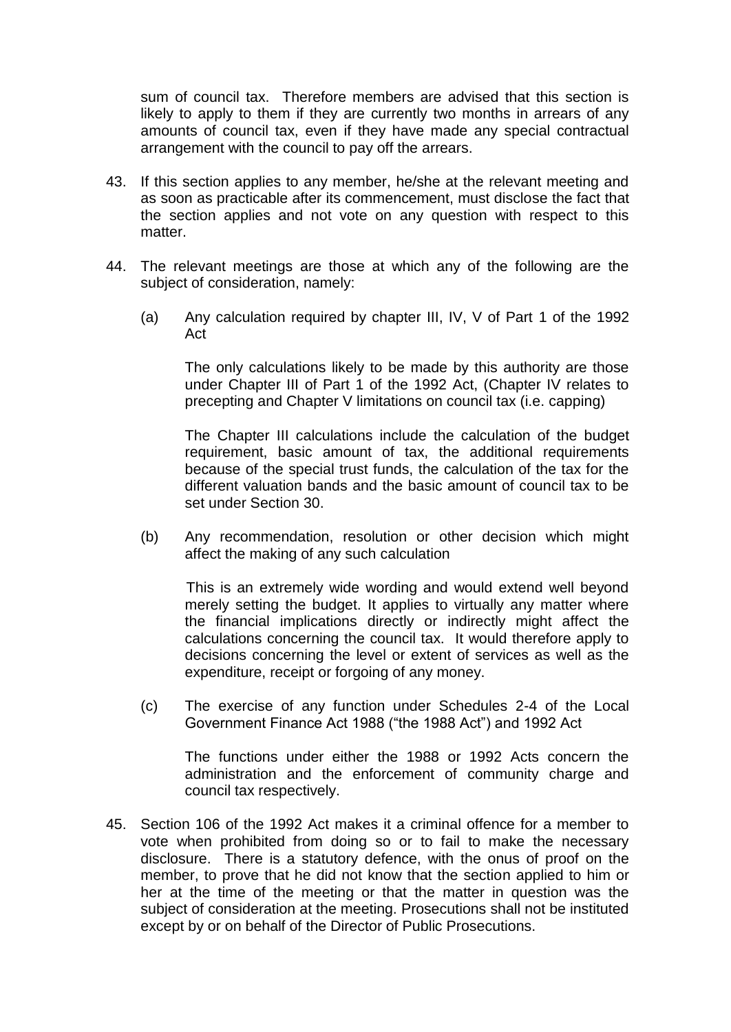sum of council tax. Therefore members are advised that this section is likely to apply to them if they are currently two months in arrears of any amounts of council tax, even if they have made any special contractual arrangement with the council to pay off the arrears.

43. If this section applies to any member, he/she at the relevant meeting and as soon as practicable after its commencement, must disclose the fact that the section applies and not vote on any question with respect to this matter.

44. The relevant meetings are those at which any of the following are the subject of consideration, namely:

    (a) Any calculation required by chapter III, IV, V of Part 1 of the 1992 Act

        The only calculations likely to be made by this authority are those under Chapter III of Part 1 of the 1992 Act, (Chapter IV relates to precepting and Chapter V limitations on council tax (i.e. capping)

        The Chapter III calculations include the calculation of the budget requirement, basic amount of tax, the additional requirements because of the special trust funds, the calculation of the tax for the different valuation bands and the basic amount of council tax to be set under Section 30.

    (b) Any recommendation, resolution or other decision which might affect the making of any such calculation

        This is an extremely wide wording and would extend well beyond merely setting the budget. It applies to virtually any matter where the financial implications directly or indirectly might affect the calculations concerning the council tax. It would therefore apply to decisions concerning the level or extent of services as well as the expenditure, receipt or forgoing of any money.

    (c) The exercise of any function under Schedules 2-4 of the Local Government Finance Act 1988 ("the 1988 Act") and 1992 Act

        The functions under either the 1988 or 1992 Acts concern the administration and the enforcement of community charge and council tax respectively.

45. Section 106 of the 1992 Act makes it a criminal offence for a member to vote when prohibited from doing so or to fail to make the necessary disclosure. There is a statutory defence, with the onus of proof on the member, to prove that he did not know that the section applied to him or her at the time of the meeting or that the matter in question was the subject of consideration at the meeting. Prosecutions shall not be instituted except by or on behalf of the Director of Public Prosecutions.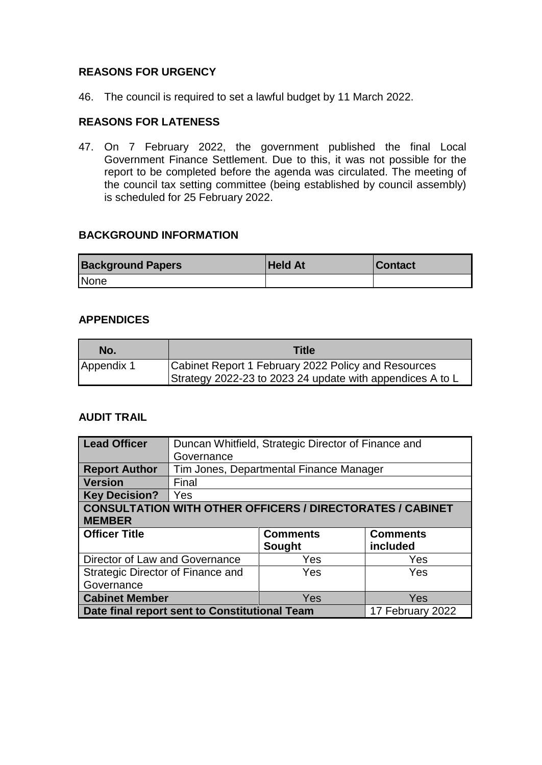## REASONS FOR URGENCY

46. The council is required to set a lawful budget by 11 March 2022.

## REASONS FOR LATENESS

47. On 7 February 2022, the government published the final Local Government Finance Settlement. Due to this, it was not possible for the report to be completed before the agenda was circulated. The meeting of the council tax setting committee (being established by council assembly) is scheduled for 25 February 2022.

## BACKGROUND INFORMATION

| Background Papers | Held At | Contact |
|---|---|---|
| None | | |

## APPENDICES

| No. | Title |
|---|---|
| Appendix 1 | Cabinet Report 1 February 2022 Policy and Resources Strategy 2022-23 to 2023 24 update with appendices A to L |

## AUDIT TRAIL

| | | | |
|---|---|---|---|
| **Lead Officer** | Duncan Whitfield, Strategic Director of Finance and Governance | | |
| **Report Author** | Tim Jones, Departmental Finance Manager | | |
| **Version** | Final | | |
| **Key Decision?** | Yes | | |
| **CONSULTATION WITH OTHER OFFICERS / DIRECTORATES / CABINET MEMBER** | | | |
| **Officer Title** | | **Comments Sought** | **Comments included** |
| Director of Law and Governance | | Yes | Yes |
| Strategic Director of Finance and Governance | | Yes | Yes |
| **Cabinet Member** | | Yes | Yes |
| **Date final report sent to Constitutional Team** | | | 17 February 2022 |